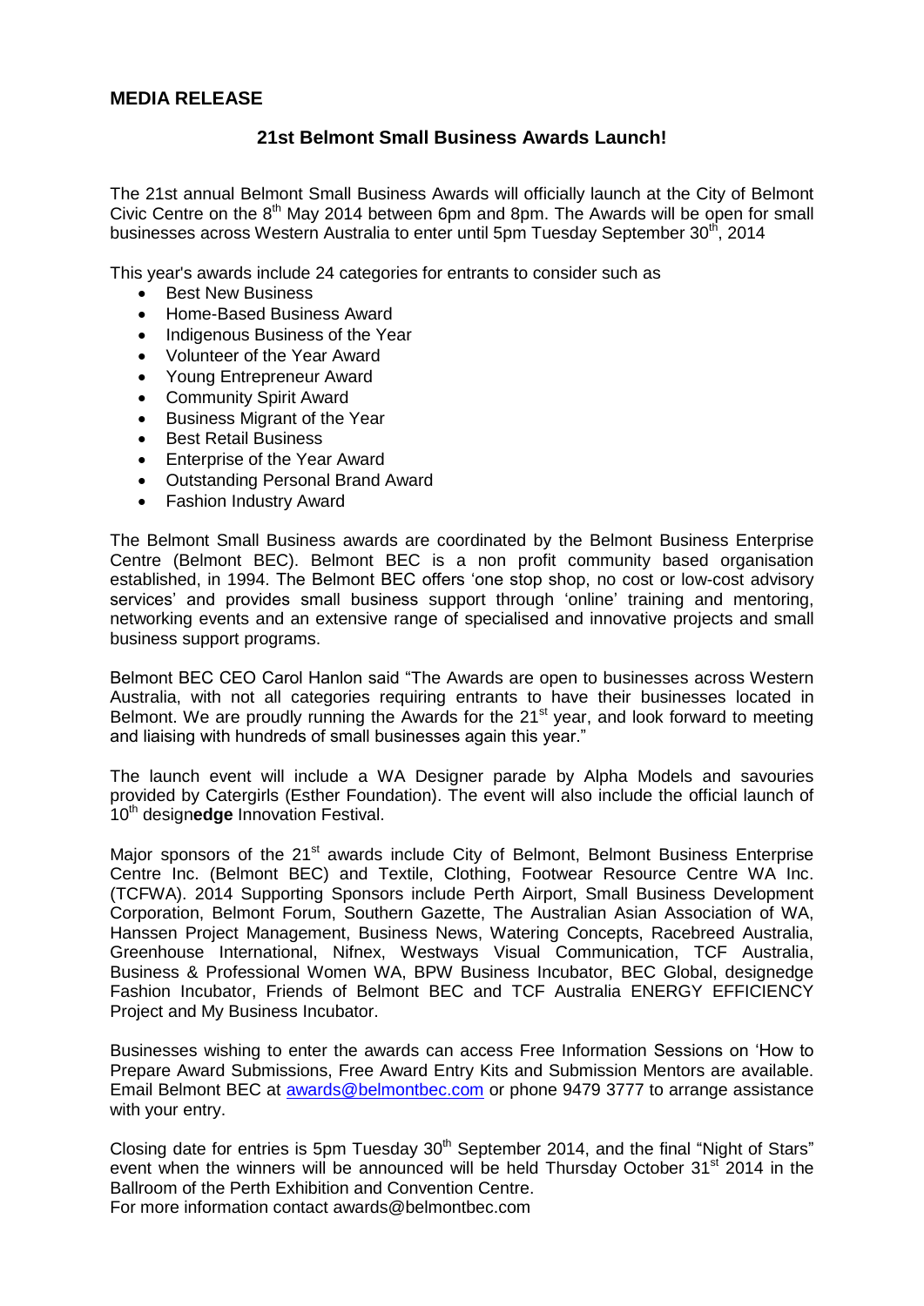## MEDIA RELEASE

### 21st Belmont Small Business Awards Launch!

The 21st annual Belmont Small Business Awards will officially launch at the City of Belmont Civic Centre on the 8th May 2014 between 6pm and 8pm. The Awards will be open for small businesses across Western Australia to enter until 5pm Tuesday September 30th, 2014

This year's awards include 24 categories for entrants to consider such as

- Best New Business
- Home-Based Business Award
- Indigenous Business of the Year
- Volunteer of the Year Award
- Young Entrepreneur Award
- Community Spirit Award
- Business Migrant of the Year
- Best Retail Business
- Enterprise of the Year Award
- Outstanding Personal Brand Award
- Fashion Industry Award

The Belmont Small Business awards are coordinated by the Belmont Business Enterprise Centre (Belmont BEC). Belmont BEC is a non profit community based organisation established, in 1994. The Belmont BEC offers 'one stop shop, no cost or low-cost advisory services' and provides small business support through 'online' training and mentoring, networking events and an extensive range of specialised and innovative projects and small business support programs.

Belmont BEC CEO Carol Hanlon said "The Awards are open to businesses across Western Australia, with not all categories requiring entrants to have their businesses located in Belmont. We are proudly running the Awards for the 21st year, and look forward to meeting and liaising with hundreds of small businesses again this year."

The launch event will include a WA Designer parade by Alpha Models and savouries provided by Catergirls (Esther Foundation). The event will also include the official launch of 10th design**edge** Innovation Festival.

Major sponsors of the 21st awards include City of Belmont, Belmont Business Enterprise Centre Inc. (Belmont BEC) and Textile, Clothing, Footwear Resource Centre WA Inc. (TCFWA). 2014 Supporting Sponsors include Perth Airport, Small Business Development Corporation, Belmont Forum, Southern Gazette, The Australian Asian Association of WA, Hanssen Project Management, Business News, Watering Concepts, Racebreed Australia, Greenhouse International, Nifnex, Westways Visual Communication, TCF Australia, Business & Professional Women WA, BPW Business Incubator, BEC Global, designedge Fashion Incubator, Friends of Belmont BEC and TCF Australia ENERGY EFFICIENCY Project and My Business Incubator.

Businesses wishing to enter the awards can access Free Information Sessions on 'How to Prepare Award Submissions, Free Award Entry Kits and Submission Mentors are available. Email Belmont BEC at awards@belmontbec.com or phone 9479 3777 to arrange assistance with your entry.

Closing date for entries is 5pm Tuesday 30th September 2014, and the final "Night of Stars" event when the winners will be announced will be held Thursday October 31st 2014 in the Ballroom of the Perth Exhibition and Convention Centre.
For more information contact awards@belmontbec.com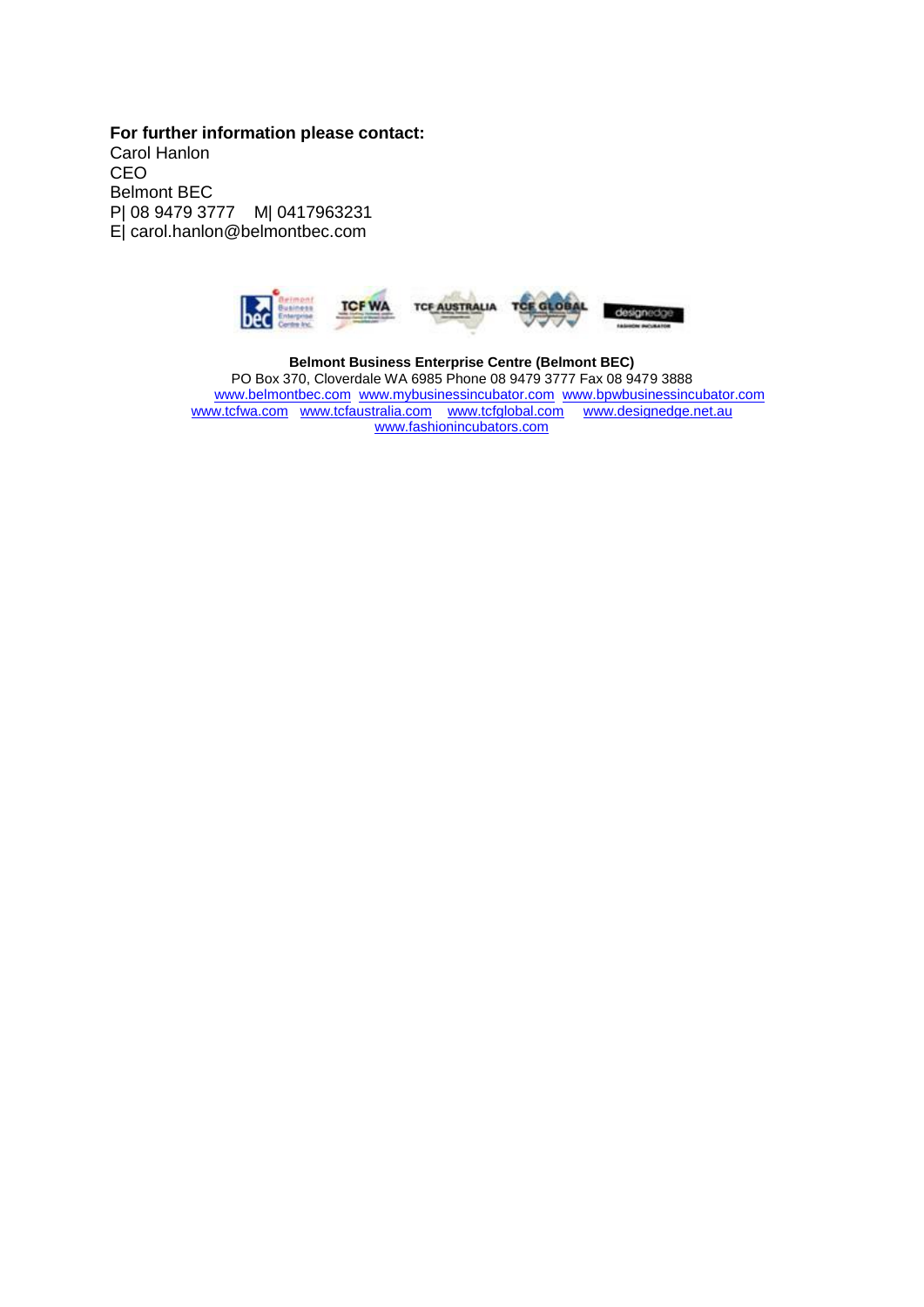**For further information please contact:**
Carol Hanlon
CEO
Belmont BEC
P| 08 9479 3777 M| 0417963231
E| carol.hanlon@belmontbec.com

**Belmont Business Enterprise Centre (Belmont BEC)**
PO Box 370, Cloverdale WA 6985 Phone 08 9479 3777 Fax 08 9479 3888
www.belmontbec.com www.mybusinessincubator.com www.bpwbusinessincubator.com
www.tcfwa.com www.tcfaustralia.com www.tcfglobal.com www.designedge.net.au
www.fashionincubators.com